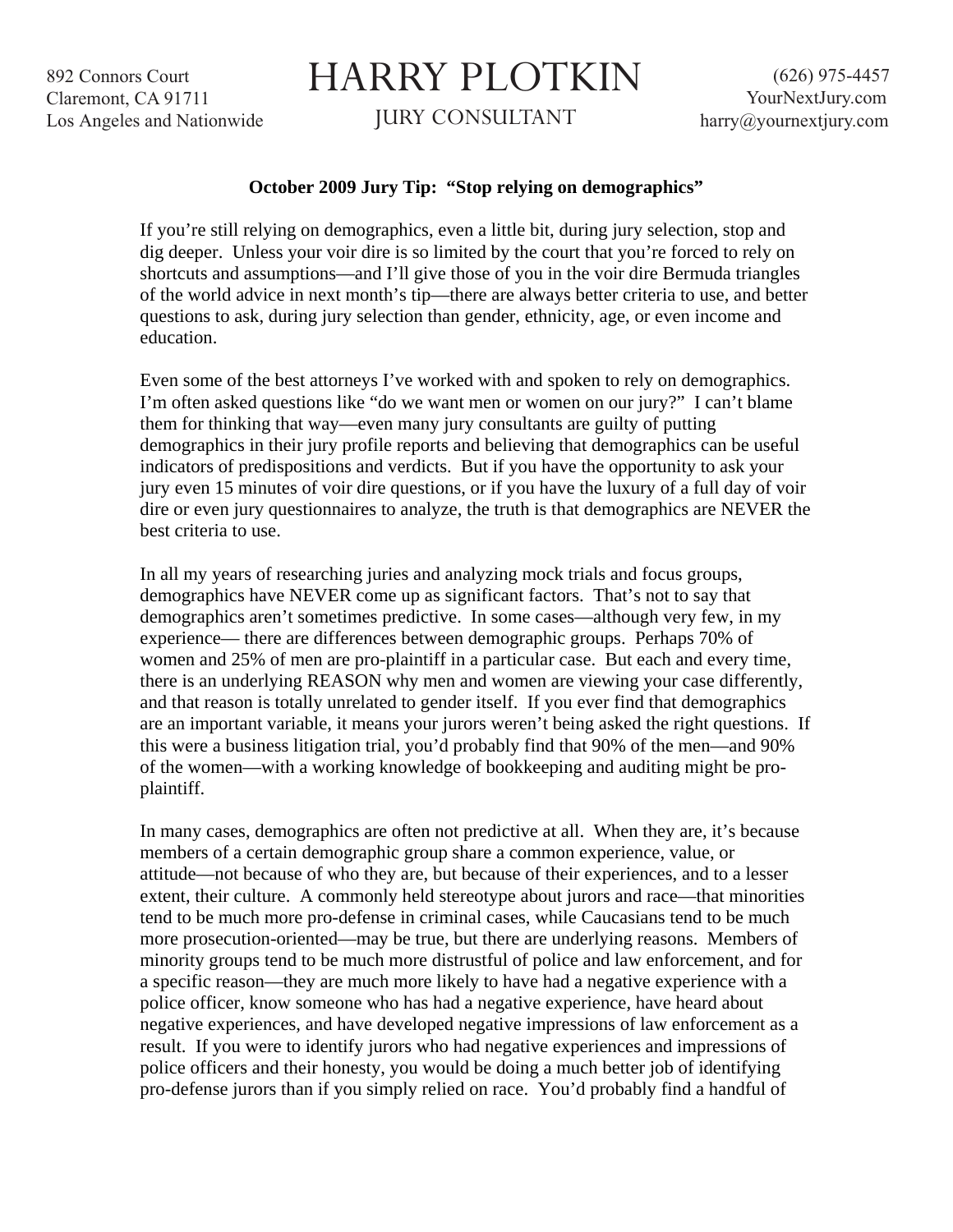892 Connors Court
Claremont, CA 91711
Los Angeles and Nationwide

# HARRY PLOTKIN

JURY CONSULTANT

(626) 975-4457
YourNextJury.com
harry@yournextjury.com

**October 2009 Jury Tip: "Stop relying on demographics"**

If you're still relying on demographics, even a little bit, during jury selection, stop and dig deeper. Unless your voir dire is so limited by the court that you're forced to rely on shortcuts and assumptions—and I'll give those of you in the voir dire Bermuda triangles of the world advice in next month's tip—there are always better criteria to use, and better questions to ask, during jury selection than gender, ethnicity, age, or even income and education.

Even some of the best attorneys I've worked with and spoken to rely on demographics. I'm often asked questions like "do we want men or women on our jury?" I can't blame them for thinking that way—even many jury consultants are guilty of putting demographics in their jury profile reports and believing that demographics can be useful indicators of predispositions and verdicts. But if you have the opportunity to ask your jury even 15 minutes of voir dire questions, or if you have the luxury of a full day of voir dire or even jury questionnaires to analyze, the truth is that demographics are NEVER the best criteria to use.

In all my years of researching juries and analyzing mock trials and focus groups, demographics have NEVER come up as significant factors. That's not to say that demographics aren't sometimes predictive. In some cases—although very few, in my experience— there are differences between demographic groups. Perhaps 70% of women and 25% of men are pro-plaintiff in a particular case. But each and every time, there is an underlying REASON why men and women are viewing your case differently, and that reason is totally unrelated to gender itself. If you ever find that demographics are an important variable, it means your jurors weren't being asked the right questions. If this were a business litigation trial, you'd probably find that 90% of the men—and 90% of the women—with a working knowledge of bookkeeping and auditing might be pro-plaintiff.

In many cases, demographics are often not predictive at all. When they are, it's because members of a certain demographic group share a common experience, value, or attitude—not because of who they are, but because of their experiences, and to a lesser extent, their culture. A commonly held stereotype about jurors and race—that minorities tend to be much more pro-defense in criminal cases, while Caucasians tend to be much more prosecution-oriented—may be true, but there are underlying reasons. Members of minority groups tend to be much more distrustful of police and law enforcement, and for a specific reason—they are much more likely to have had a negative experience with a police officer, know someone who has had a negative experience, have heard about negative experiences, and have developed negative impressions of law enforcement as a result. If you were to identify jurors who had negative experiences and impressions of police officers and their honesty, you would be doing a much better job of identifying pro-defense jurors than if you simply relied on race. You'd probably find a handful of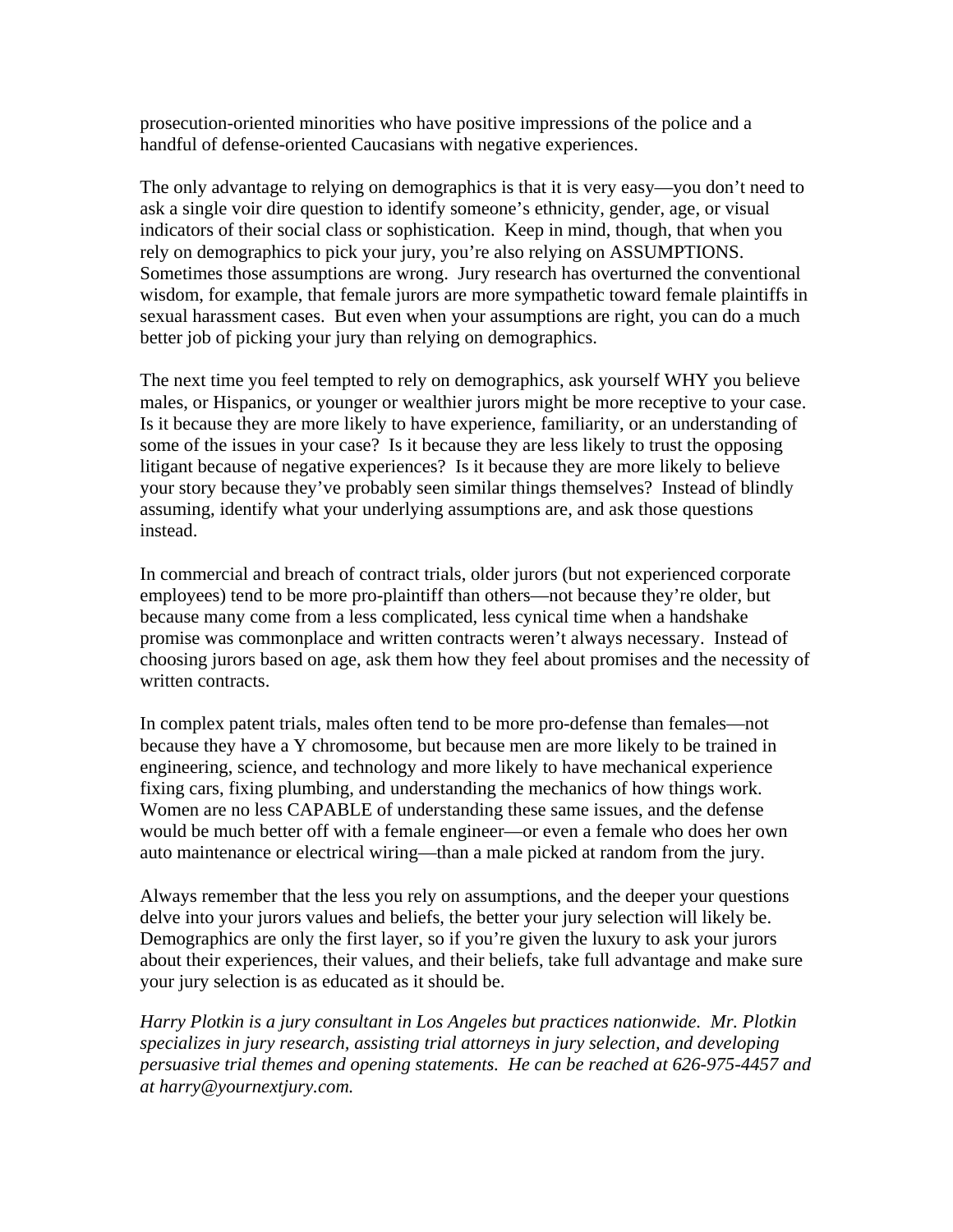prosecution-oriented minorities who have positive impressions of the police and a handful of defense-oriented Caucasians with negative experiences.

The only advantage to relying on demographics is that it is very easy—you don't need to ask a single voir dire question to identify someone's ethnicity, gender, age, or visual indicators of their social class or sophistication. Keep in mind, though, that when you rely on demographics to pick your jury, you're also relying on ASSUMPTIONS. Sometimes those assumptions are wrong. Jury research has overturned the conventional wisdom, for example, that female jurors are more sympathetic toward female plaintiffs in sexual harassment cases. But even when your assumptions are right, you can do a much better job of picking your jury than relying on demographics.

The next time you feel tempted to rely on demographics, ask yourself WHY you believe males, or Hispanics, or younger or wealthier jurors might be more receptive to your case. Is it because they are more likely to have experience, familiarity, or an understanding of some of the issues in your case? Is it because they are less likely to trust the opposing litigant because of negative experiences? Is it because they are more likely to believe your story because they've probably seen similar things themselves? Instead of blindly assuming, identify what your underlying assumptions are, and ask those questions instead.

In commercial and breach of contract trials, older jurors (but not experienced corporate employees) tend to be more pro-plaintiff than others—not because they're older, but because many come from a less complicated, less cynical time when a handshake promise was commonplace and written contracts weren't always necessary. Instead of choosing jurors based on age, ask them how they feel about promises and the necessity of written contracts.

In complex patent trials, males often tend to be more pro-defense than females—not because they have a Y chromosome, but because men are more likely to be trained in engineering, science, and technology and more likely to have mechanical experience fixing cars, fixing plumbing, and understanding the mechanics of how things work. Women are no less CAPABLE of understanding these same issues, and the defense would be much better off with a female engineer—or even a female who does her own auto maintenance or electrical wiring—than a male picked at random from the jury.

Always remember that the less you rely on assumptions, and the deeper your questions delve into your jurors values and beliefs, the better your jury selection will likely be. Demographics are only the first layer, so if you're given the luxury to ask your jurors about their experiences, their values, and their beliefs, take full advantage and make sure your jury selection is as educated as it should be.

*Harry Plotkin is a jury consultant in Los Angeles but practices nationwide. Mr. Plotkin specializes in jury research, assisting trial attorneys in jury selection, and developing persuasive trial themes and opening statements. He can be reached at 626-975-4457 and at harry@yournextjury.com.*